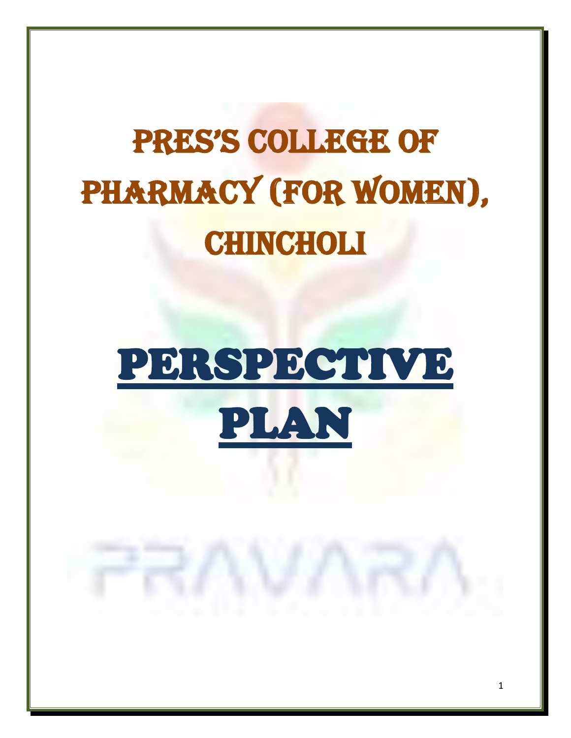# PRES'S COLLEGE OF PHARMACY (FOR WOMEN), CHINCHOLI

# PERSPECTIVE PLAN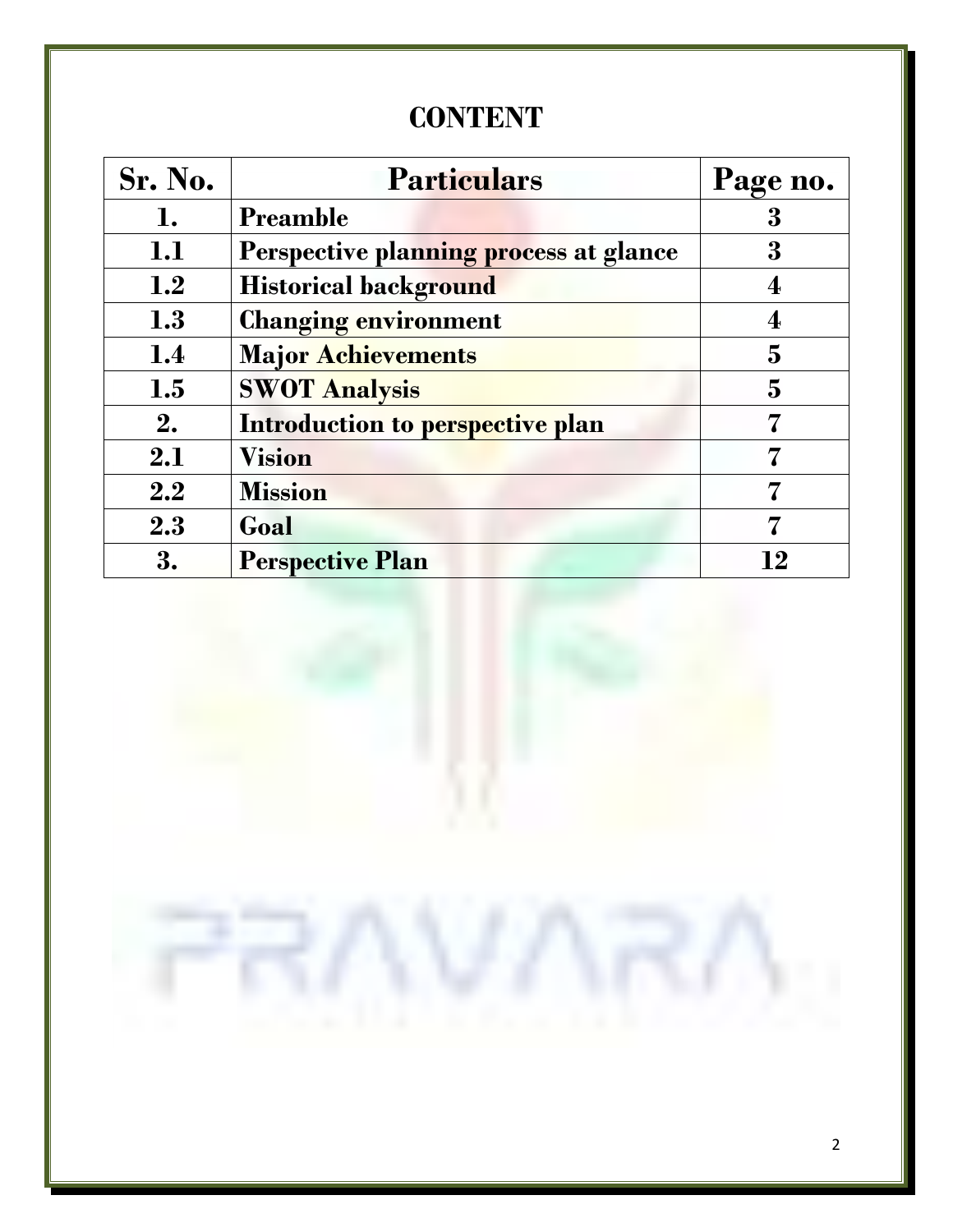# CONTENT

| Sr. No. | Particulars | Page no. |
|---|---|---|
| 1. | Preamble | 3 |
| 1.1 | Perspective planning process at glance | 3 |
| 1.2 | Historical background | 4 |
| 1.3 | Changing environment | 4 |
| 1.4 | Major Achievements | 5 |
| 1.5 | SWOT Analysis | 5 |
| 2. | Introduction to perspective plan | 7 |
| 2.1 | Vision | 7 |
| 2.2 | Mission | 7 |
| 2.3 | Goal | 7 |
| 3. | Perspective Plan | 12 |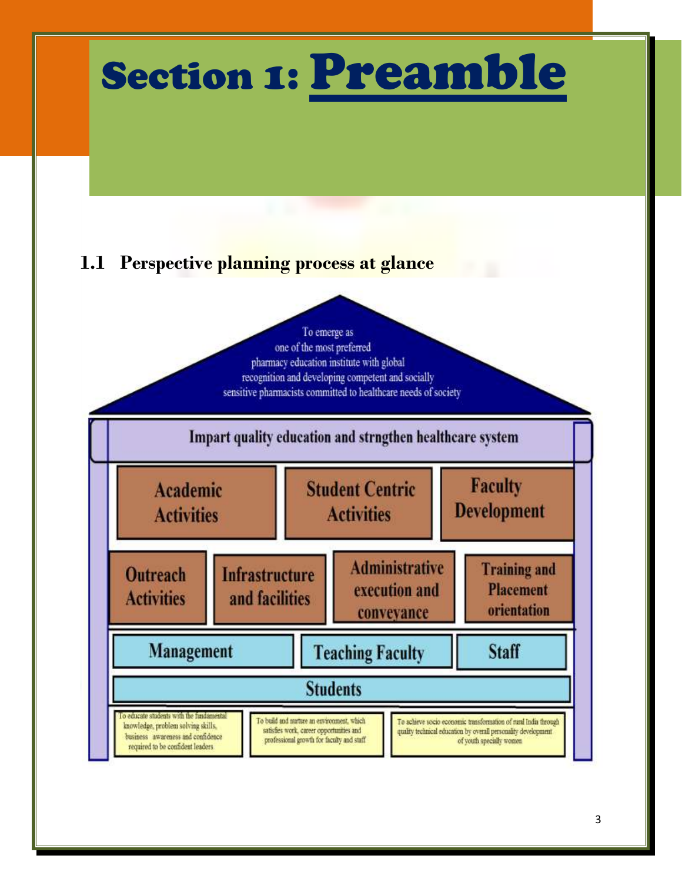# Section 1: Preamble

## 1.1 Perspective planning process at glance

To emerge as one of the most preferred pharmacy education institute with global recognition and developing competent and socially sensitive pharmacists committed to healthcare needs of society

**Impart quality education and strngthen healthcare system**

| Academic Activities | Student Centric Activities | Faculty Development |
|---|---|---|

| Outreach Activities | Infrastructure and facilities | Administrative execution and conveyance | Training and Placement orientation |
|---|---|---|---|

| Management | Teaching Faculty | Staff |
|---|---|---|

**Students**

| To educate students with the fundamental knowledge, problem solving skills, business awareness and confidence required to be confident leaders | To build and nurture an environment, which satisfies work, career opportunities and professional growth for faculty and staff | To achieve socio economic transformation of rural India through quality technical education by overall personality development of youth specially women |
|---|---|---|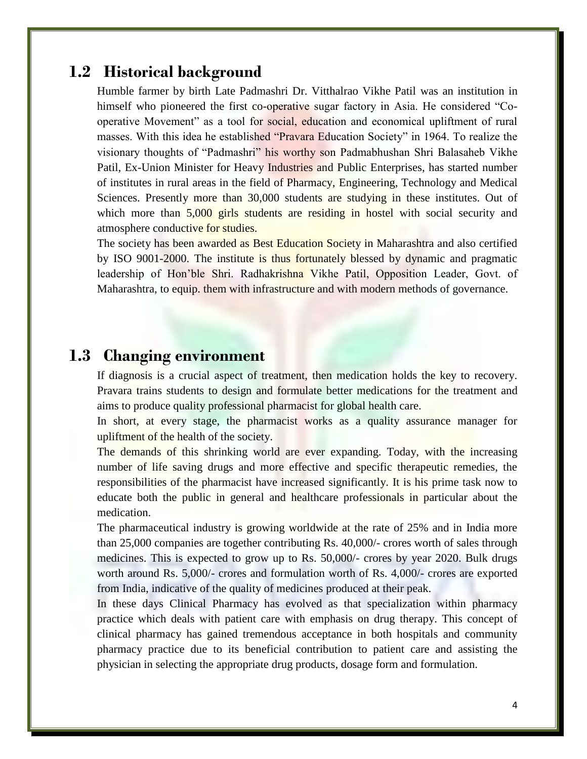## 1.2 Historical background

Humble farmer by birth Late Padmashri Dr. Vitthalrao Vikhe Patil was an institution in himself who pioneered the first co-operative sugar factory in Asia. He considered "Co-operative Movement" as a tool for social, education and economical upliftment of rural masses. With this idea he established "Pravara Education Society" in 1964. To realize the visionary thoughts of "Padmashri" his worthy son Padmabhushan Shri Balasaheb Vikhe Patil, Ex-Union Minister for Heavy Industries and Public Enterprises, has started number of institutes in rural areas in the field of Pharmacy, Engineering, Technology and Medical Sciences. Presently more than 30,000 students are studying in these institutes. Out of which more than 5,000 girls students are residing in hostel with social security and atmosphere conductive for studies.

The society has been awarded as Best Education Society in Maharashtra and also certified by ISO 9001-2000. The institute is thus fortunately blessed by dynamic and pragmatic leadership of Hon'ble Shri. Radhakrishna Vikhe Patil, Opposition Leader, Govt. of Maharashtra, to equip. them with infrastructure and with modern methods of governance.

## 1.3 Changing environment

If diagnosis is a crucial aspect of treatment, then medication holds the key to recovery. Pravara trains students to design and formulate better medications for the treatment and aims to produce quality professional pharmacist for global health care.

In short, at every stage, the pharmacist works as a quality assurance manager for upliftment of the health of the society.

The demands of this shrinking world are ever expanding. Today, with the increasing number of life saving drugs and more effective and specific therapeutic remedies, the responsibilities of the pharmacist have increased significantly. It is his prime task now to educate both the public in general and healthcare professionals in particular about the medication.

The pharmaceutical industry is growing worldwide at the rate of 25% and in India more than 25,000 companies are together contributing Rs. 40,000/- crores worth of sales through medicines. This is expected to grow up to Rs. 50,000/- crores by year 2020. Bulk drugs worth around Rs. 5,000/- crores and formulation worth of Rs. 4,000/- crores are exported from India, indicative of the quality of medicines produced at their peak.

In these days Clinical Pharmacy has evolved as that specialization within pharmacy practice which deals with patient care with emphasis on drug therapy. This concept of clinical pharmacy has gained tremendous acceptance in both hospitals and community pharmacy practice due to its beneficial contribution to patient care and assisting the physician in selecting the appropriate drug products, dosage form and formulation.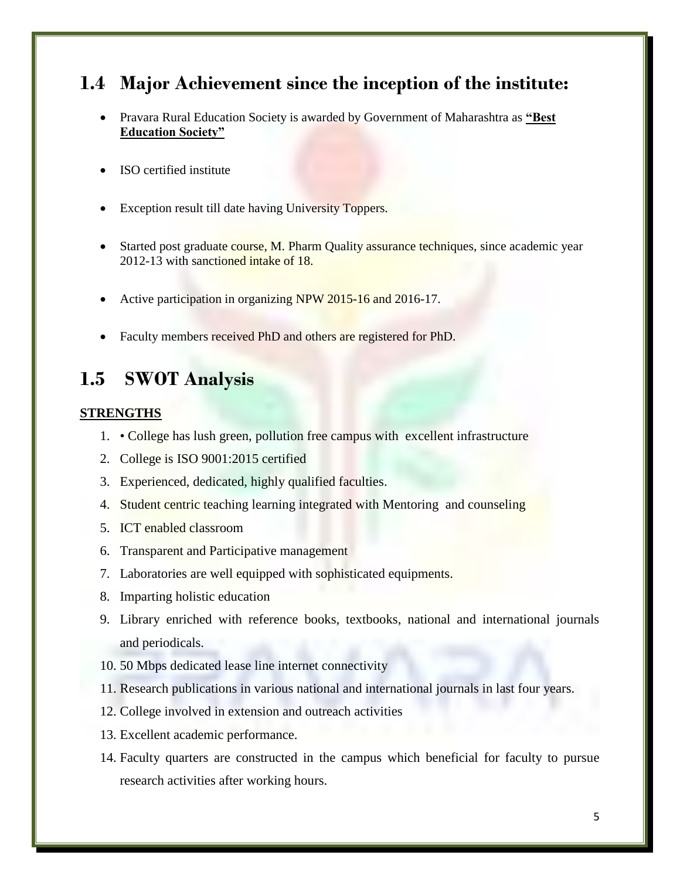## 1.4 Major Achievement since the inception of the institute:

- Pravara Rural Education Society is awarded by Government of Maharashtra as **"Best Education Society"**
- ISO certified institute
- Exception result till date having University Toppers.
- Started post graduate course, M. Pharm Quality assurance techniques, since academic year 2012-13 with sanctioned intake of 18.
- Active participation in organizing NPW 2015-16 and 2016-17.
- Faculty members received PhD and others are registered for PhD.

## 1.5 SWOT Analysis

**STRENGTHS**

1. • College has lush green, pollution free campus with excellent infrastructure
2. College is ISO 9001:2015 certified
3. Experienced, dedicated, highly qualified faculties.
4. Student centric teaching learning integrated with Mentoring and counseling
5. ICT enabled classroom
6. Transparent and Participative management
7. Laboratories are well equipped with sophisticated equipments.
8. Imparting holistic education
9. Library enriched with reference books, textbooks, national and international journals and periodicals.
10. 50 Mbps dedicated lease line internet connectivity
11. Research publications in various national and international journals in last four years.
12. College involved in extension and outreach activities
13. Excellent academic performance.
14. Faculty quarters are constructed in the campus which beneficial for faculty to pursue research activities after working hours.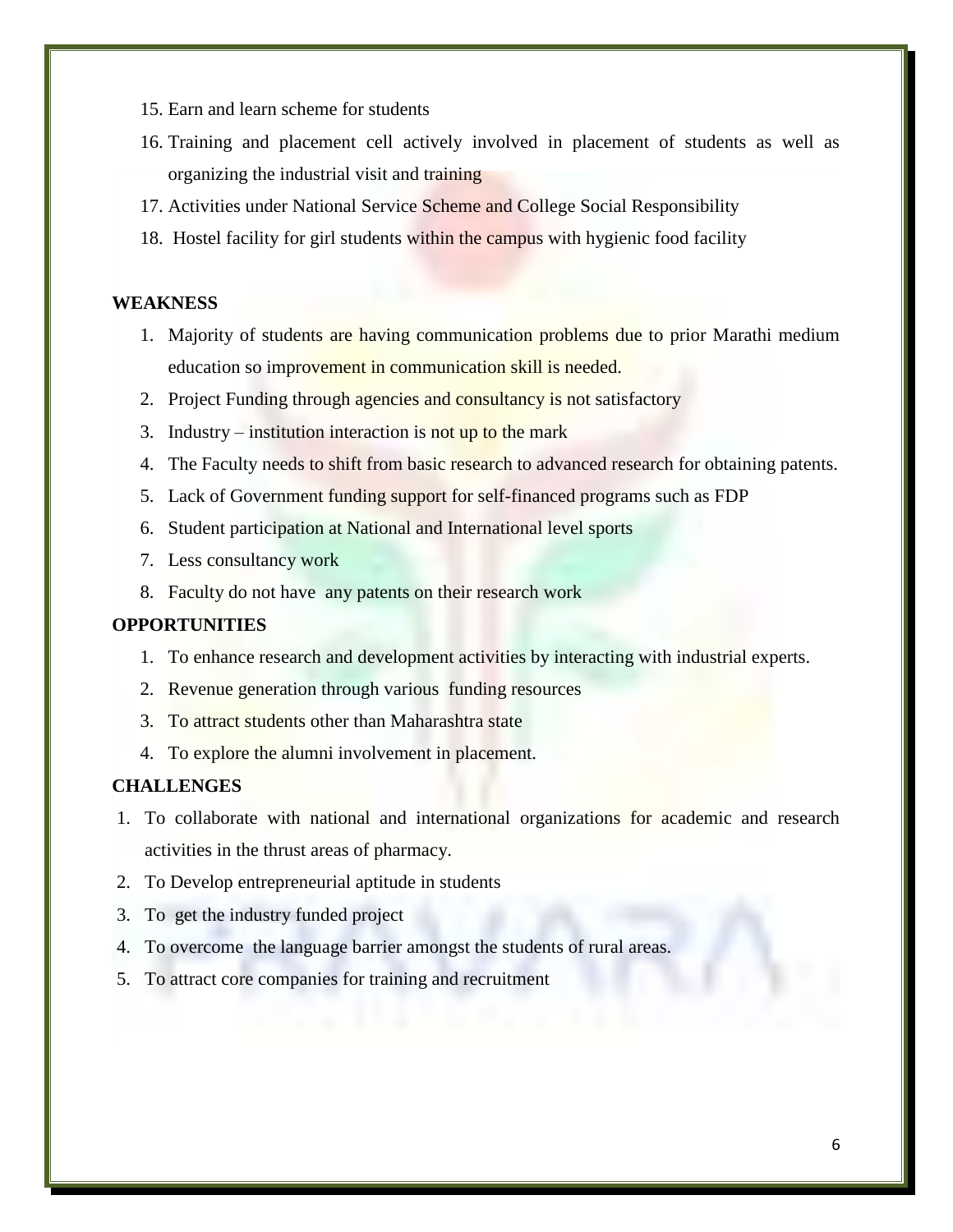15. Earn and learn scheme for students
16. Training and placement cell actively involved in placement of students as well as organizing the industrial visit and training
17. Activities under National Service Scheme and College Social Responsibility
18. Hostel facility for girl students within the campus with hygienic food facility

**WEAKNESS**

1. Majority of students are having communication problems due to prior Marathi medium education so improvement in communication skill is needed.
2. Project Funding through agencies and consultancy is not satisfactory
3. Industry – institution interaction is not up to the mark
4. The Faculty needs to shift from basic research to advanced research for obtaining patents.
5. Lack of Government funding support for self-financed programs such as FDP
6. Student participation at National and International level sports
7. Less consultancy work
8. Faculty do not have any patents on their research work

**OPPORTUNITIES**

1. To enhance research and development activities by interacting with industrial experts.
2. Revenue generation through various funding resources
3. To attract students other than Maharashtra state
4. To explore the alumni involvement in placement.

**CHALLENGES**

1. To collaborate with national and international organizations for academic and research activities in the thrust areas of pharmacy.
2. To Develop entrepreneurial aptitude in students
3. To get the industry funded project
4. To overcome the language barrier amongst the students of rural areas.
5. To attract core companies for training and recruitment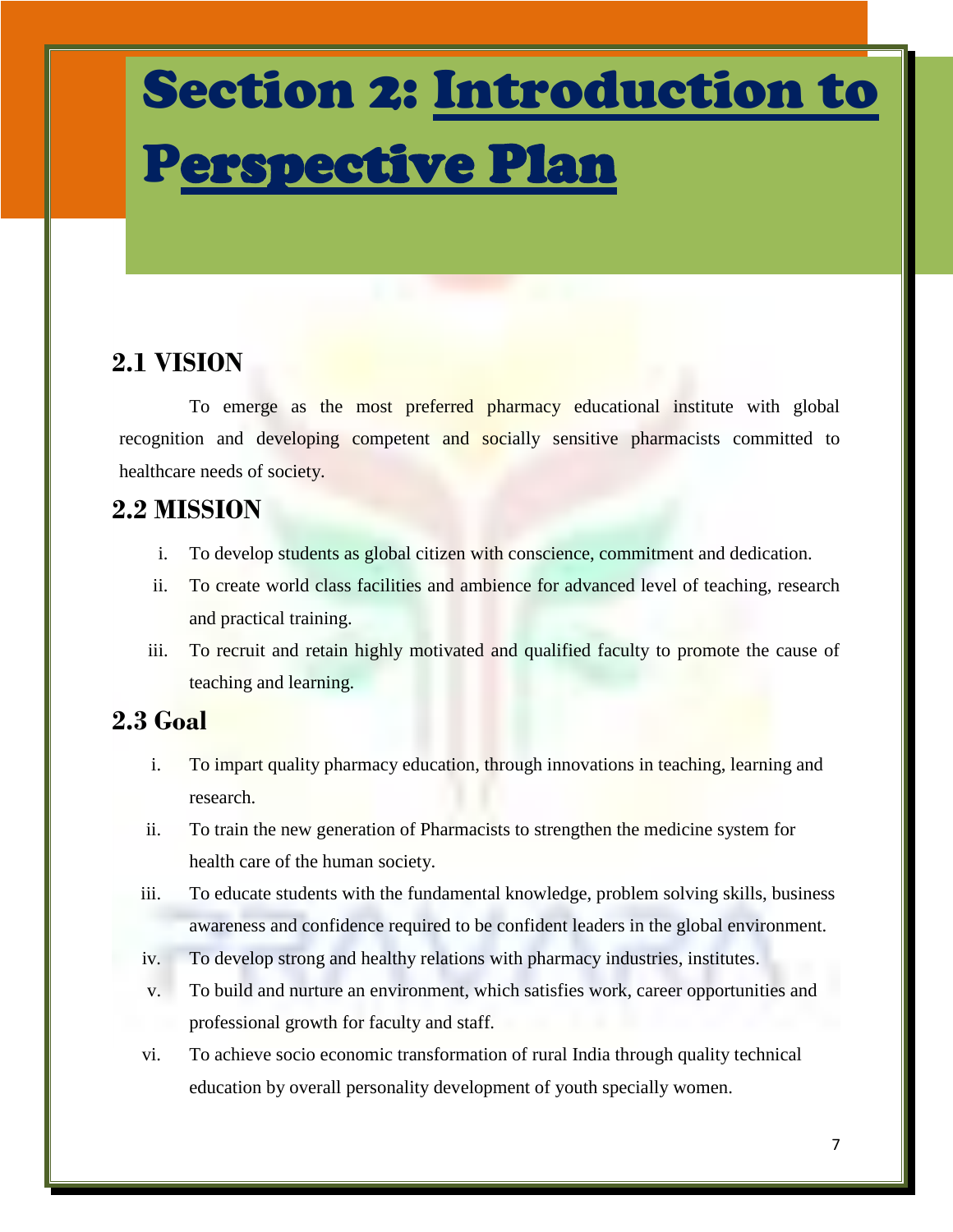# Section 2: Introduction to Perspective Plan

## 2.1 VISION

To emerge as the most preferred pharmacy educational institute with global recognition and developing competent and socially sensitive pharmacists committed to healthcare needs of society.

## 2.2 MISSION

i. To develop students as global citizen with conscience, commitment and dedication.

ii. To create world class facilities and ambience for advanced level of teaching, research and practical training.

iii. To recruit and retain highly motivated and qualified faculty to promote the cause of teaching and learning.

## 2.3 Goal

i. To impart quality pharmacy education, through innovations in teaching, learning and research.

ii. To train the new generation of Pharmacists to strengthen the medicine system for health care of the human society.

iii. To educate students with the fundamental knowledge, problem solving skills, business awareness and confidence required to be confident leaders in the global environment.

iv. To develop strong and healthy relations with pharmacy industries, institutes.

v. To build and nurture an environment, which satisfies work, career opportunities and professional growth for faculty and staff.

vi. To achieve socio economic transformation of rural India through quality technical education by overall personality development of youth specially women.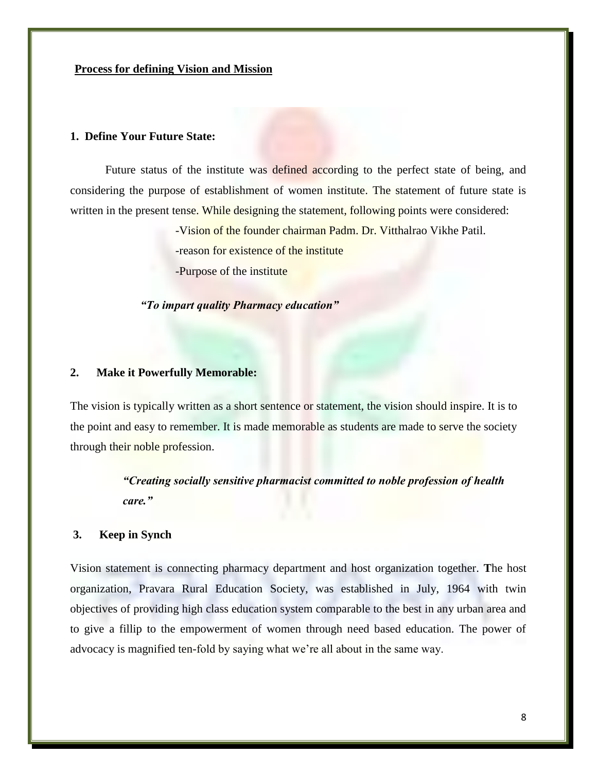## Process for defining Vision and Mission

**1. Define Your Future State:**

Future status of the institute was defined according to the perfect state of being, and considering the purpose of establishment of women institute. The statement of future state is written in the present tense. While designing the statement, following points were considered:

-Vision of the founder chairman Padm. Dr. Vitthalrao Vikhe Patil.

-reason for existence of the institute

-Purpose of the institute

***"To impart quality Pharmacy education"***

**2. Make it Powerfully Memorable:**

The vision is typically written as a short sentence or statement, the vision should inspire. It is to the point and easy to remember. It is made memorable as students are made to serve the society through their noble profession.

***"Creating socially sensitive pharmacist committed to noble profession of health care."***

**3. Keep in Synch**

Vision statement is connecting pharmacy department and host organization together. **T**he host organization, Pravara Rural Education Society, was established in July, 1964 with twin objectives of providing high class education system comparable to the best in any urban area and to give a fillip to the empowerment of women through need based education. The power of advocacy is magnified ten-fold by saying what we're all about in the same way.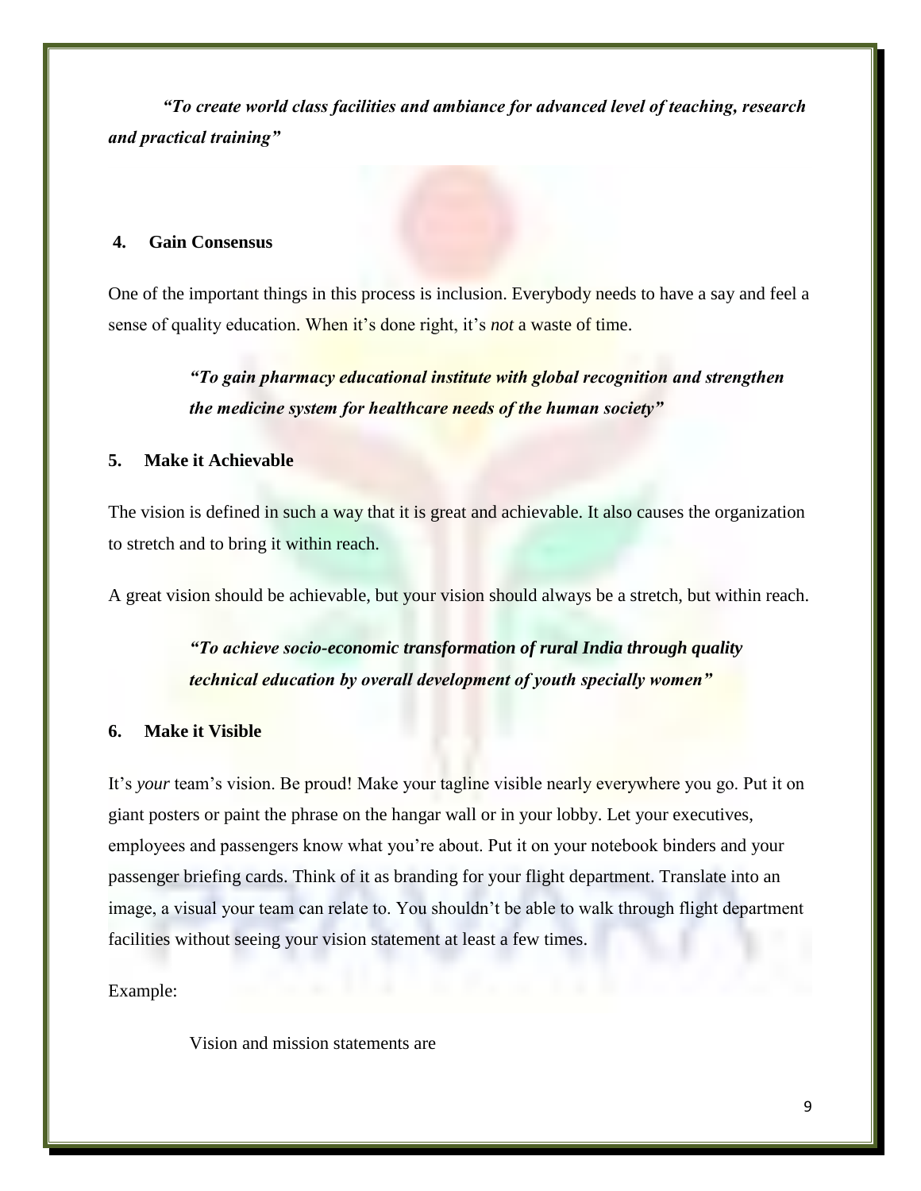***"To create world class facilities and ambiance for advanced level of teaching, research and practical training"***

### 4. Gain Consensus

One of the important things in this process is inclusion. Everybody needs to have a say and feel a sense of quality education. When it's done right, it's *not* a waste of time.

> ***"To gain pharmacy educational institute with global recognition and strengthen the medicine system for healthcare needs of the human society"***

### 5. Make it Achievable

The vision is defined in such a way that it is great and achievable. It also causes the organization to stretch and to bring it within reach.

A great vision should be achievable, but your vision should always be a stretch, but within reach.

> ***"To achieve socio-economic transformation of rural India through quality technical education by overall development of youth specially women"***

### 6. Make it Visible

It's *your* team's vision. Be proud! Make your tagline visible nearly everywhere you go. Put it on giant posters or paint the phrase on the hangar wall or in your lobby. Let your executives, employees and passengers know what you're about. Put it on your notebook binders and your passenger briefing cards. Think of it as branding for your flight department. Translate into an image, a visual your team can relate to. You shouldn't be able to walk through flight department facilities without seeing your vision statement at least a few times.

Example:

Vision and mission statements are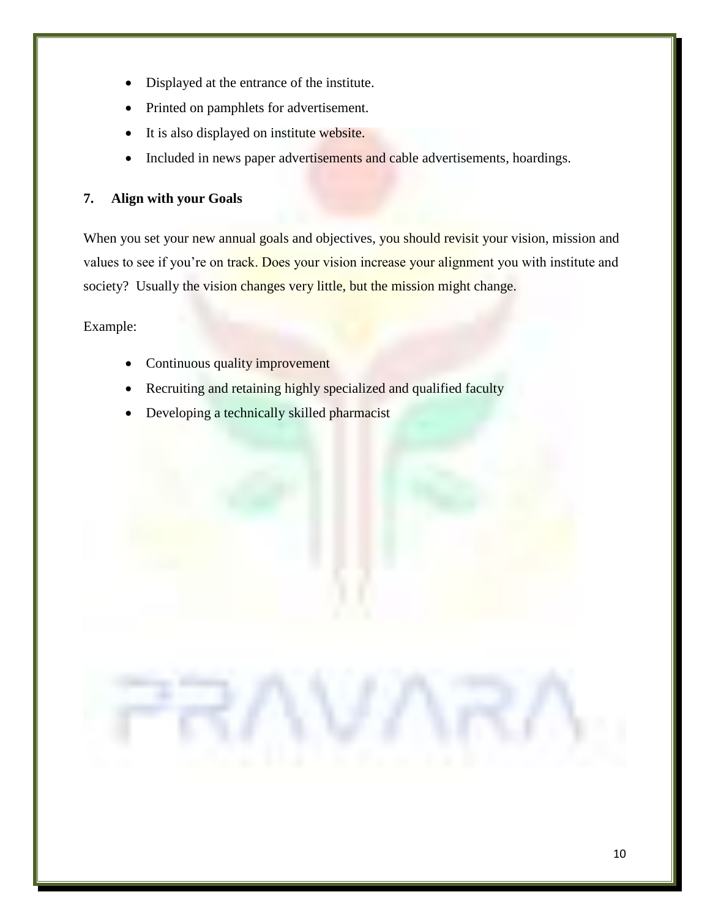- Displayed at the entrance of the institute.
- Printed on pamphlets for advertisement.
- It is also displayed on institute website.
- Included in news paper advertisements and cable advertisements, hoardings.

**7. Align with your Goals**

When you set your new annual goals and objectives, you should revisit your vision, mission and values to see if you're on track. Does your vision increase your alignment you with institute and society? Usually the vision changes very little, but the mission might change.

Example:

- Continuous quality improvement
- Recruiting and retaining highly specialized and qualified faculty
- Developing a technically skilled pharmacist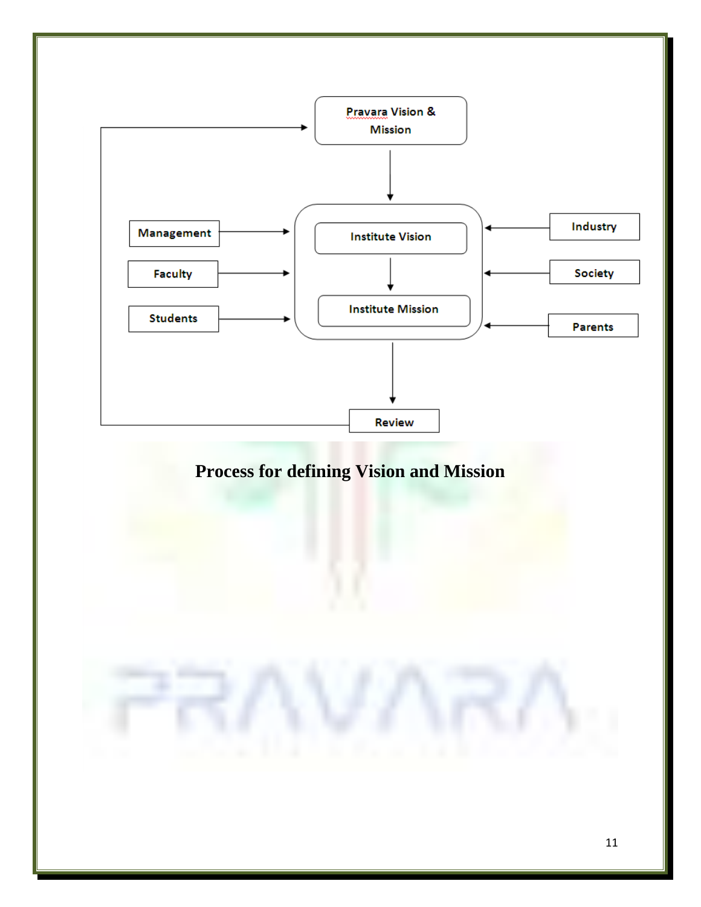Pravara Vision & Mission

Management

Faculty

Students

Institute Vision

Institute Mission

Industry

Society

Parents

Review

**Process for defining Vision and Mission**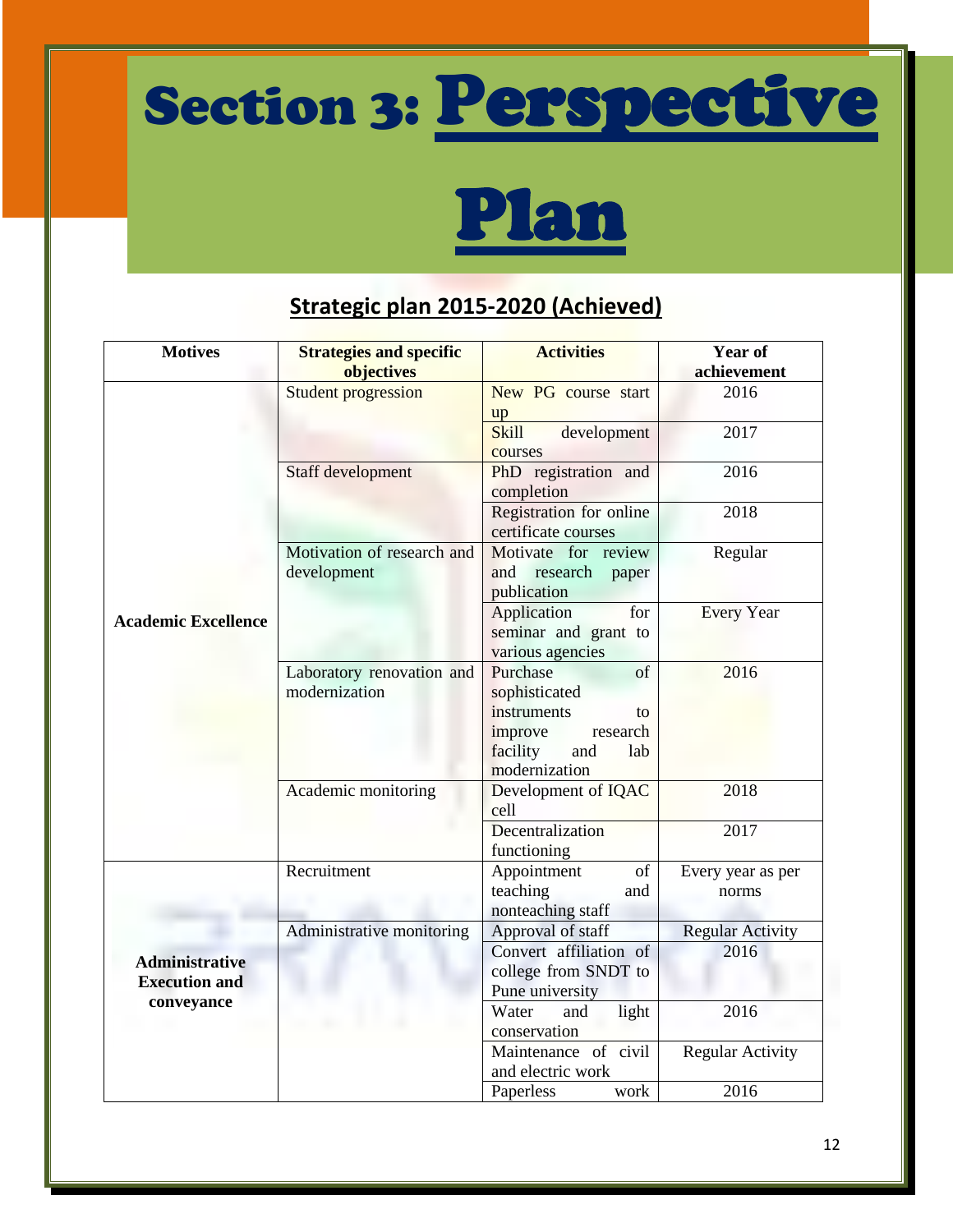# Section 3: Perspective Plan

## Strategic plan 2015-2020 (Achieved)

| Motives | Strategies and specific objectives | Activities | Year of achievement |
|---|---|---|---|
| Academic Excellence | Student progression | New PG course start up | 2016 |
| | | Skill development courses | 2017 |
| | Staff development | PhD registration and completion | 2016 |
| | | Registration for online certificate courses | 2018 |
| | Motivation of research and development | Motivate for review and research paper publication | Regular |
| | | Application for seminar and grant to various agencies | Every Year |
| | Laboratory renovation and modernization | Purchase of sophisticated instruments to improve research facility and lab modernization | 2016 |
| | Academic monitoring | Development of IQAC cell | 2018 |
| | | Decentralization functioning | 2017 |
| Administrative Execution and conveyance | Recruitment | Appointment of teaching and nonteaching staff | Every year as per norms |
| | Administrative monitoring | Approval of staff | Regular Activity |
| | | Convert affiliation of college from SNDT to Pune university | 2016 |
| | | Water and light conservation | 2016 |
| | | Maintenance of civil and electric work | Regular Activity |
| | | Paperless work | 2016 |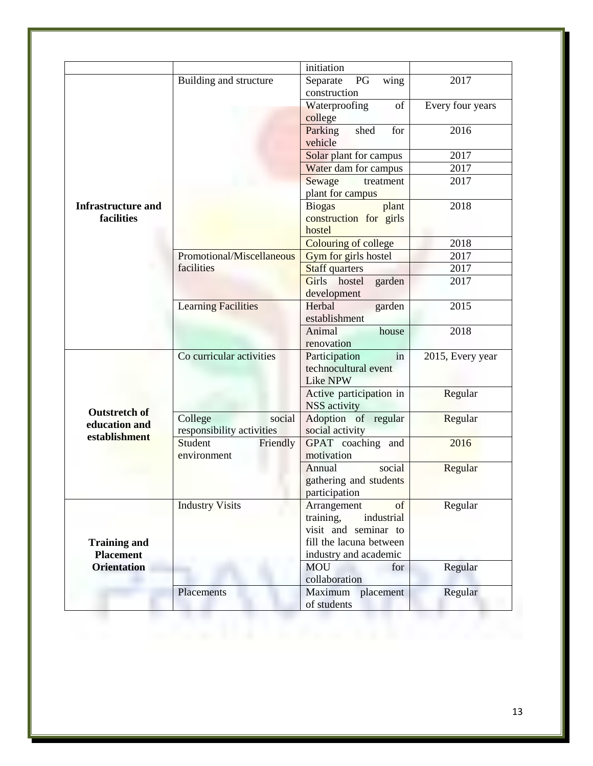| | | initiation | |
|---|---|---|---|
| **Infrastructure and facilities** | Building and structure | Separate PG wing construction | 2017 |
| | | Waterproofing of college | Every four years |
| | | Parking shed for vehicle | 2016 |
| | | Solar plant for campus | 2017 |
| | | Water dam for campus | 2017 |
| | | Sewage treatment plant for campus | 2017 |
| | | Biogas plant construction for girls hostel | 2018 |
| | | Colouring of college | 2018 |
| | Promotional/Miscellaneous facilities | Gym for girls hostel | 2017 |
| | | Staff quarters | 2017 |
| | | Girls hostel garden development | 2017 |
| | Learning Facilities | Herbal garden establishment | 2015 |
| | | Animal house renovation | 2018 |
| **Outstretch of education and establishment** | Co curricular activities | Participation in technocultural event Like NPW | 2015, Every year |
| | | Active participation in NSS activity | Regular |
| | College social responsibility activities | Adoption of regular social activity | Regular |
| | Student Friendly environment | GPAT coaching and motivation | 2016 |
| | | Annual social gathering and students participation | Regular |
| **Training and Placement Orientation** | Industry Visits | Arrangement of training, industrial visit and seminar to fill the lacuna between industry and academic | Regular |
| | | MOU for collaboration | Regular |
| | Placements | Maximum placement of students | Regular |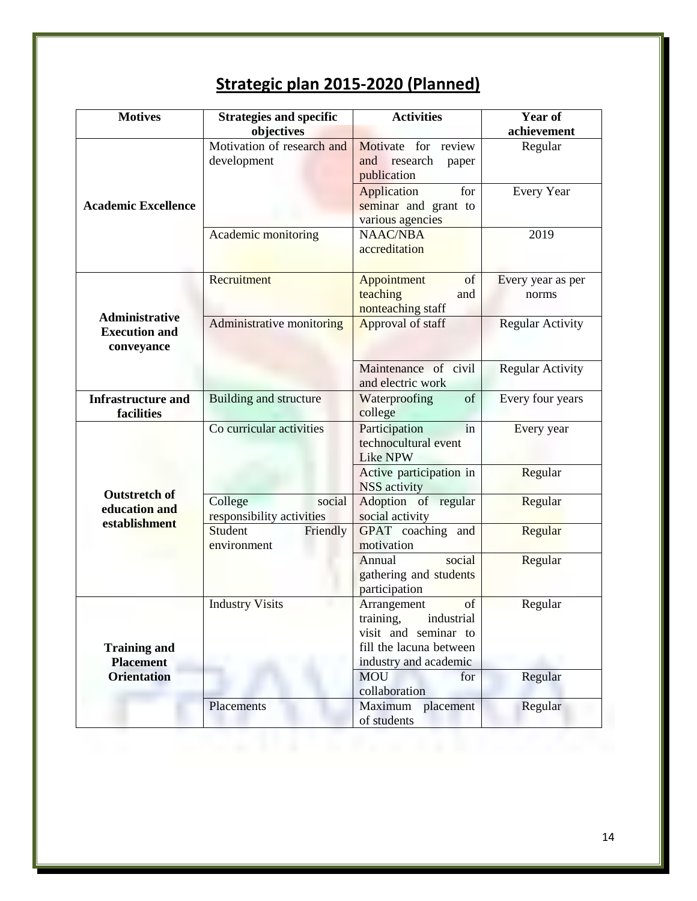# Strategic plan 2015-2020 (Planned)

| Motives | Strategies and specific objectives | Activities | Year of achievement |
|---|---|---|---|
| **Academic Excellence** | Motivation of research and development | Motivate for review and research paper publication | Regular |
| | | Application for seminar and grant to various agencies | Every Year |
| | Academic monitoring | NAAC/NBA accreditation | 2019 |
| **Administrative Execution and conveyance** | Recruitment | Appointment of teaching and nonteaching staff | Every year as per norms |
| | Administrative monitoring | Approval of staff | Regular Activity |
| | | Maintenance of civil and electric work | Regular Activity |
| **Infrastructure and facilities** | Building and structure | Waterproofing of college | Every four years |
| **Outstretch of education and establishment** | Co curricular activities | Participation in technocultural event Like NPW | Every year |
| | | Active participation in NSS activity | Regular |
| | College social responsibility activities | Adoption of regular social activity | Regular |
| | Student Friendly environment | GPAT coaching and motivation | Regular |
| | | Annual social gathering and students participation | Regular |
| **Training and Placement Orientation** | Industry Visits | Arrangement of training, industrial visit and seminar to fill the lacuna between industry and academic | Regular |
| | | MOU for collaboration | Regular |
| | Placements | Maximum placement of students | Regular |